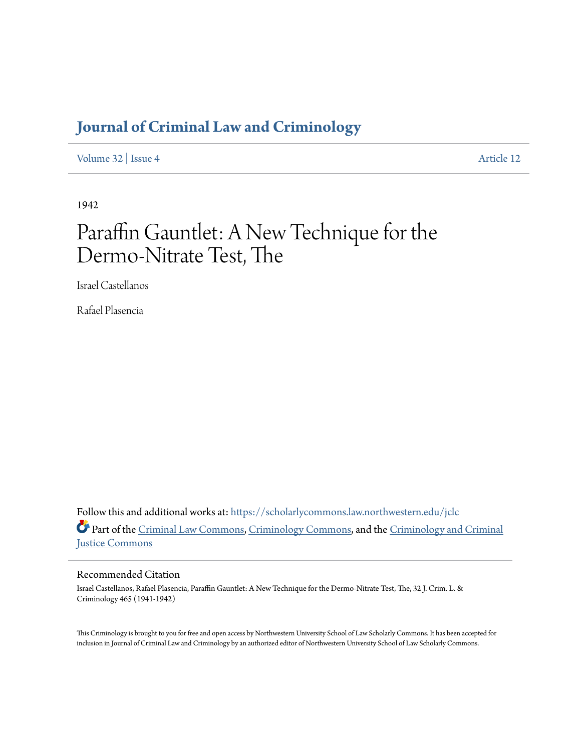# Journal of Criminal Law and Criminology

Volume 32 | Issue 4 Article 12

1942

# Paraffin Gauntlet: A New Technique for the Dermo-Nitrate Test, The

Israel Castellanos

Rafael Plasencia

Follow this and additional works at: https://scholarlycommons.law.northwestern.edu/jclc

Part of the Criminal Law Commons, Criminology Commons, and the Criminology and Criminal Justice Commons

## Recommended Citation

Israel Castellanos, Rafael Plasencia, Paraffin Gauntlet: A New Technique for the Dermo-Nitrate Test, The, 32 J. Crim. L. & Criminology 465 (1941-1942)

This Criminology is brought to you for free and open access by Northwestern University School of Law Scholarly Commons. It has been accepted for inclusion in Journal of Criminal Law and Criminology by an authorized editor of Northwestern University School of Law Scholarly Commons.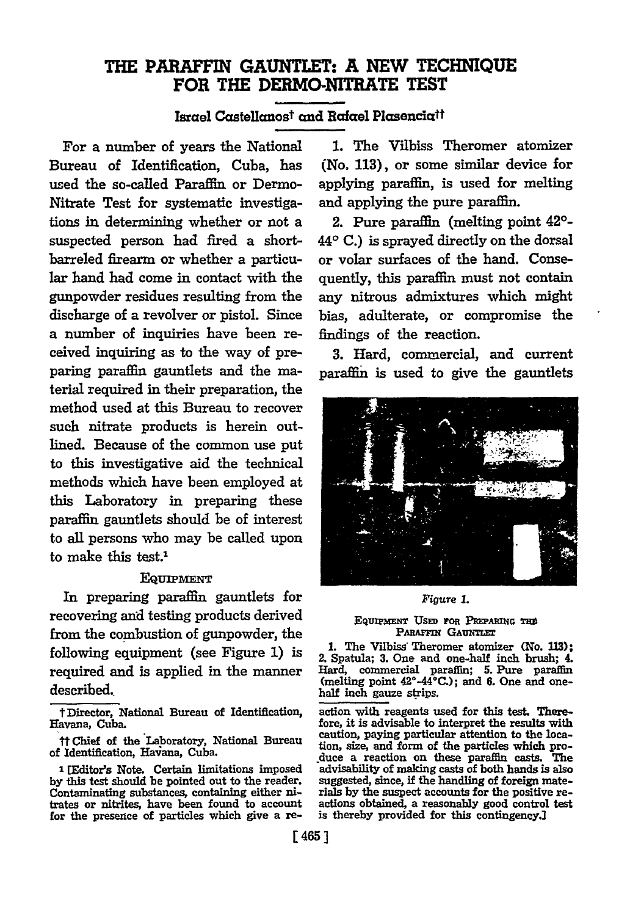# THE PARAFFIN GAUNTLET: A NEW TECHNIQUE FOR THE DERMO-NITRATE TEST

Israel Castellanos† and Rafael Plasencia††

For a number of years the National Bureau of Identification, Cuba, has used the so-called Paraffin or Dermo-Nitrate Test for systematic investigations in determining whether or not a suspected person had fired a short-barreled firearm or whether a particular hand had come in contact with the gunpowder residues resulting from the discharge of a revolver or pistol. Since a number of inquiries have been received inquiring as to the way of preparing paraffin gauntlets and the material required in their preparation, the method used at this Bureau to recover such nitrate products is herein outlined. Because of the common use put to this investigative aid the technical methods which have been employed at this Laboratory in preparing these paraffin gauntlets should be of interest to all persons who may be called upon to make this test.[1]

### Equipment

In preparing paraffin gauntlets for recovering and testing products derived from the combustion of gunpowder, the following equipment (see Figure 1) is required and is applied in the manner described.

1. The Vilbiss Theromer atomizer (No. 113), or some similar device for applying paraffin, is used for melting and applying the pure paraffin.

2. Pure paraffin (melting point 42°-44° C.) is sprayed directly on the dorsal or volar surfaces of the hand. Consequently, this paraffin must not contain any nitrous admixtures which might bias, adulterate, or compromise the findings of the reaction.

3. Hard, commercial, and current paraffin is used to give the gauntlets

*Figure 1.*

EQUIPMENT USED FOR PREPARING THE PARAFFIN GAUNTLET

1. The Vilbiss Theromer atomizer (No. 113); 2. Spatula; 3. One and one-half inch brush; 4. Hard, commercial paraffin; 5. Pure paraffin (melting point 42°-44°C.); and 6. One and one-half inch gauze strips.

---

† Director, National Bureau of Identification, Havana, Cuba.

†† Chief of the Laboratory, National Bureau of Identification, Havana, Cuba.

[1] [Editor's Note. Certain limitations imposed by this test should be pointed out to the reader. Contaminating substances, containing either nitrates or nitrites, have been found to account for the presence of particles which give a reaction with reagents used for this test. Therefore, it is advisable to interpret the results with caution, paying particular attention to the location, size, and form of the particles which produce a reaction on these paraffin casts. The advisability of making casts of both hands is also suggested, since, if the handling of foreign materials by the suspect accounts for the positive reactions obtained, a reasonably good control test is thereby provided for this contingency.]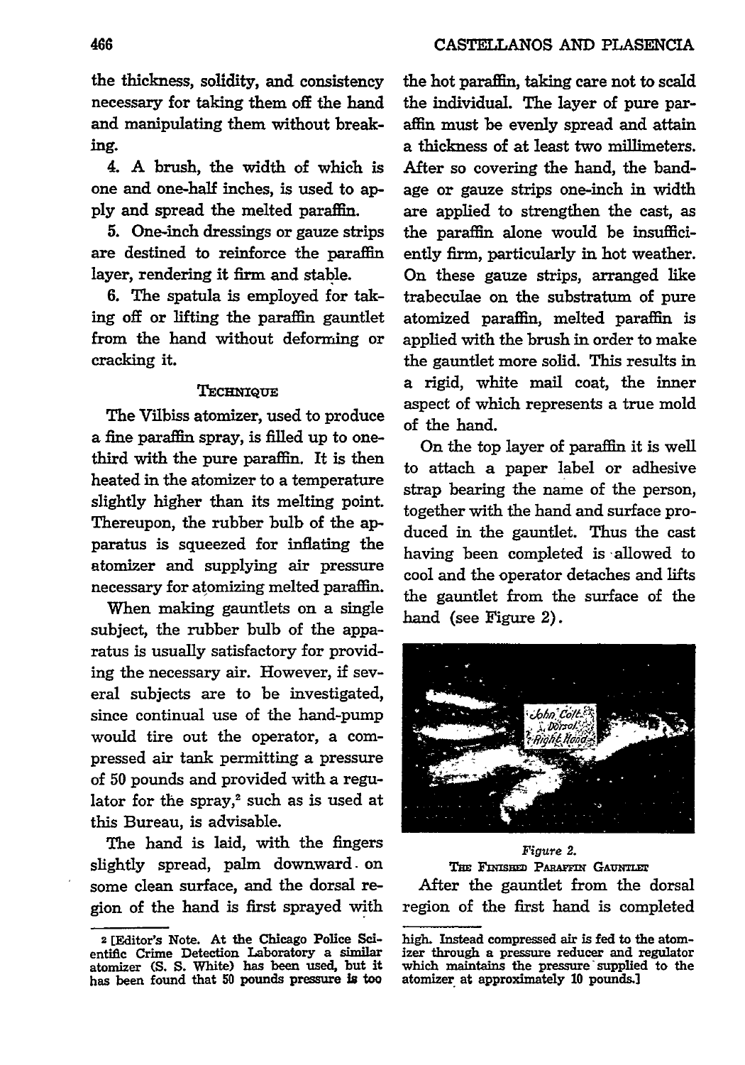the thickness, solidity, and consistency necessary for taking them off the hand and manipulating them without breaking.

4. A brush, the width of which is one and one-half inches, is used to apply and spread the melted paraffin.

5. One-inch dressings or gauze strips are destined to reinforce the paraffin layer, rendering it firm and stable.

6. The spatula is employed for taking off or lifting the paraffin gauntlet from the hand without deforming or cracking it.

### Technique

The Vilbiss atomizer, used to produce a fine paraffin spray, is filled up to one-third with the pure paraffin. It is then heated in the atomizer to a temperature slightly higher than its melting point. Thereupon, the rubber bulb of the apparatus is squeezed for inflating the atomizer and supplying air pressure necessary for atomizing melted paraffin.

When making gauntlets on a single subject, the rubber bulb of the apparatus is usually satisfactory for providing the necessary air. However, if several subjects are to be investigated, since continual use of the hand-pump would tire out the operator, a compressed air tank permitting a pressure of 50 pounds and provided with a regulator for the spray,[2] such as is used at this Bureau, is advisable.

The hand is laid, with the fingers slightly spread, palm downward on some clean surface, and the dorsal region of the hand is first sprayed with the hot paraffin, taking care not to scald the individual. The layer of pure paraffin must be evenly spread and attain a thickness of at least two millimeters. After so covering the hand, the bandage or gauze strips one-inch in width are applied to strengthen the cast, as the paraffin alone would be insufficiently firm, particularly in hot weather. On these gauze strips, arranged like trabeculae on the substratum of pure atomized paraffin, melted paraffin is applied with the brush in order to make the gauntlet more solid. This results in a rigid, white mail coat, the inner aspect of which represents a true mold of the hand.

On the top layer of paraffin it is well to attach a paper label or adhesive strap bearing the name of the person, together with the hand and surface produced in the gauntlet. Thus the cast having been completed is allowed to cool and the operator detaches and lifts the gauntlet from the surface of the hand (see Figure 2).

*Figure 2.*
The Finished Paraffin Gauntlet

After the gauntlet from the dorsal region of the first hand is completed

[2] [Editor's Note. At the Chicago Police Scientific Crime Detection Laboratory a similar atomizer (S. S. White) has been used, but it has been found that 50 pounds pressure is too high. Instead compressed air is fed to the atomizer through a pressure reducer and regulator which maintains the pressure supplied to the atomizer at approximately 10 pounds.]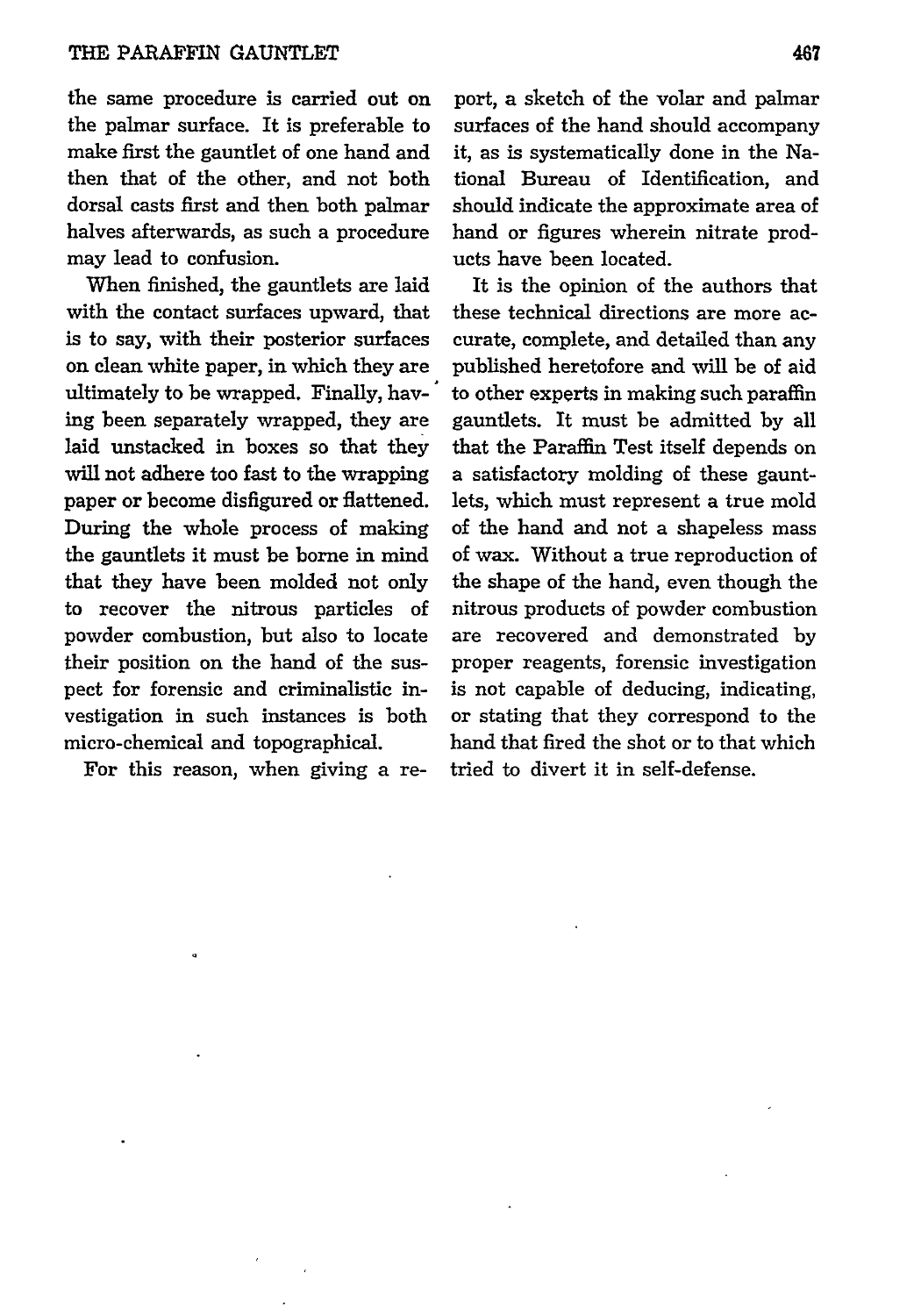the same procedure is carried out on the palmar surface. It is preferable to make first the gauntlet of one hand and then that of the other, and not both dorsal casts first and then both palmar halves afterwards, as such a procedure may lead to confusion.

When finished, the gauntlets are laid with the contact surfaces upward, that is to say, with their posterior surfaces on clean white paper, in which they are ultimately to be wrapped. Finally, having been separately wrapped, they are laid unstacked in boxes so that they will not adhere too fast to the wrapping paper or become disfigured or flattened. During the whole process of making the gauntlets it must be borne in mind that they have been molded not only to recover the nitrous particles of powder combustion, but also to locate their position on the hand of the suspect for forensic and criminalistic investigation in such instances is both micro-chemical and topographical.

For this reason, when giving a report, a sketch of the volar and palmar surfaces of the hand should accompany it, as is systematically done in the National Bureau of Identification, and should indicate the approximate area of hand or figures wherein nitrate products have been located.

It is the opinion of the authors that these technical directions are more accurate, complete, and detailed than any published heretofore and will be of aid to other experts in making such paraffin gauntlets. It must be admitted by all that the Paraffin Test itself depends on a satisfactory molding of these gauntlets, which must represent a true mold of the hand and not a shapeless mass of wax. Without a true reproduction of the shape of the hand, even though the nitrous products of powder combustion are recovered and demonstrated by proper reagents, forensic investigation is not capable of deducing, indicating, or stating that they correspond to the hand that fired the shot or to that which tried to divert it in self-defense.